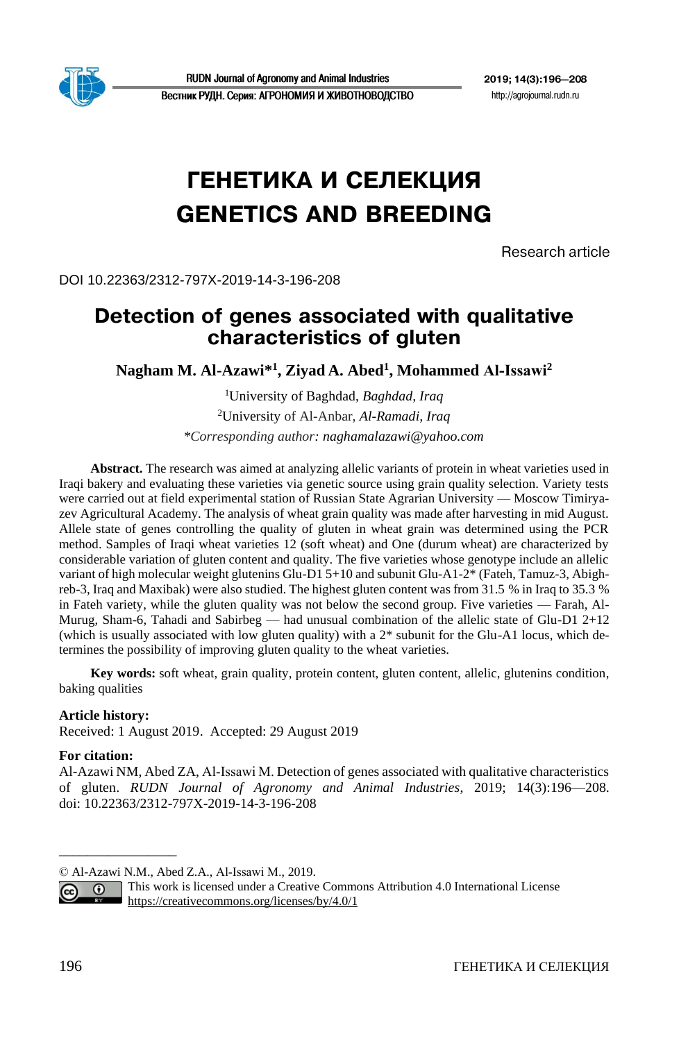# ГЕНЕТИКА И СЕЛЕКЦИЯ
# GENETICS AND BREEDING

Research article

DOI 10.22363/2312-797X-2019-14-3-196-208

## Detection of genes associated with qualitative characteristics of gluten

**Nagham M. Al-Azawi*[1], Ziyad A. Abed[1], Mohammed Al-Issawi[2]**

[1]University of Baghdad, *Baghdad, Iraq*

[2]University of Al-Anbar, *Al-Ramadi, Iraq*

*\*Corresponding author: naghamalazawi@yahoo.com*

**Abstract.** The research was aimed at analyzing allelic variants of protein in wheat varieties used in Iraqi bakery and evaluating these varieties via genetic source using grain quality selection. Variety tests were carried out at field experimental station of Russian State Agrarian University — Moscow Timiryazev Agricultural Academy. The analysis of wheat grain quality was made after harvesting in mid August. Allele state of genes controlling the quality of gluten in wheat grain was determined using the PCR method. Samples of Iraqi wheat varieties 12 (soft wheat) and One (durum wheat) are characterized by considerable variation of gluten content and quality. The five varieties whose genotype include an allelic variant of high molecular weight glutenins Glu-D1 5+10 and subunit Glu-A1-2* (Fateh, Tamuz-3, Abighreb-3, Iraq and Maxibak) were also studied. The highest gluten content was from 31.5 % in Iraq to 35.3 % in Fateh variety, while the gluten quality was not below the second group. Five varieties — Farah, Al-Murug, Sham-6, Tahadi and Sabirbeg — had unusual combination of the allelic state of Glu-D1 2+12 (which is usually associated with low gluten quality) with a 2* subunit for the Glu-A1 locus, which determines the possibility of improving gluten quality to the wheat varieties.

**Key words:** soft wheat, grain quality, protein content, gluten content, allelic, glutenins condition, baking qualities

**Article history:**
Received: 1 August 2019. Accepted: 29 August 2019

**For citation:**
Al-Azawi NM, Abed ZA, Al-Issawi M. Detection of genes associated with qualitative characteristics of gluten. *RUDN Journal of Agronomy and Animal Industries*, 2019; 14(3):196—208. doi: 10.22363/2312-797X-2019-14-3-196-208

---

© Al-Azawi N.M., Abed Z.A., Al-Issawi M., 2019.

This work is licensed under a Creative Commons Attribution 4.0 International License https://creativecommons.org/licenses/by/4.0/1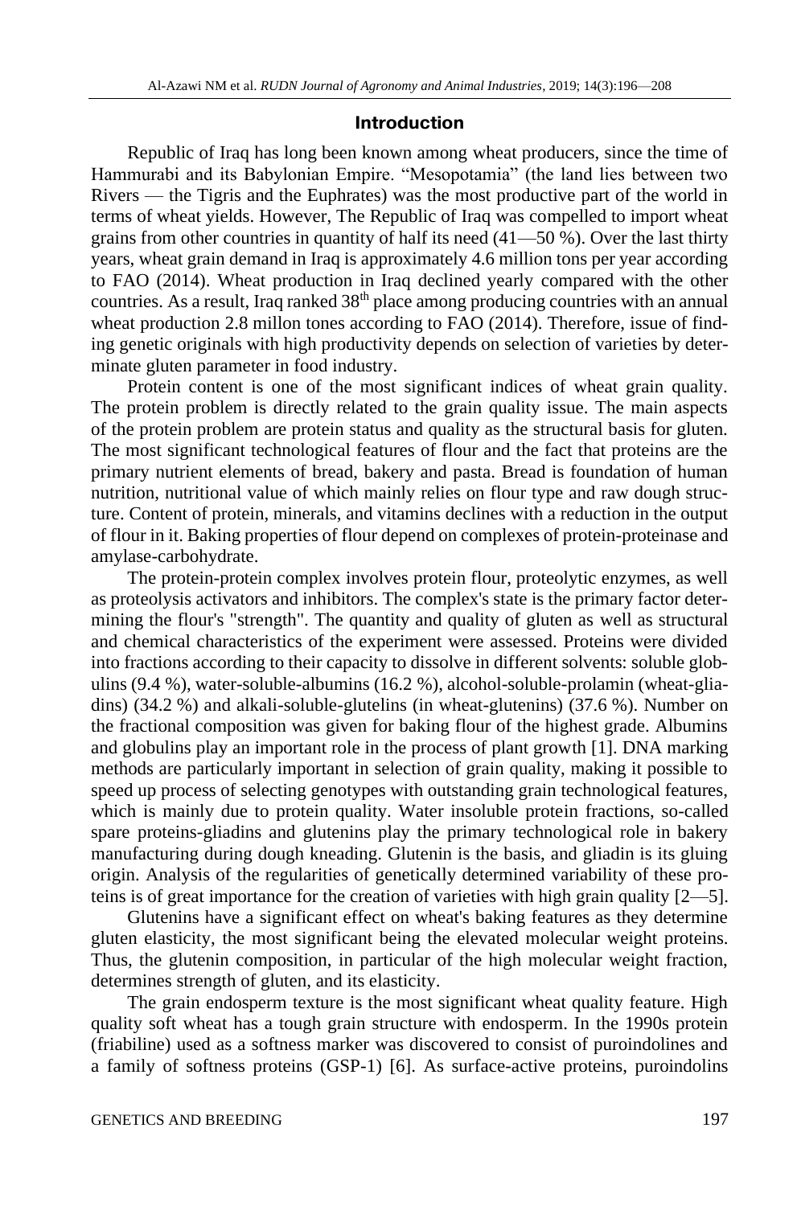## Introduction

Republic of Iraq has long been known among wheat producers, since the time of Hammurabi and its Babylonian Empire. "Mesopotamia" (the land lies between two Rivers — the Tigris and the Euphrates) was the most productive part of the world in terms of wheat yields. However, The Republic of Iraq was compelled to import wheat grains from other countries in quantity of half its need (41—50 %). Over the last thirty years, wheat grain demand in Iraq is approximately 4.6 million tons per year according to FAO (2014). Wheat production in Iraq declined yearly compared with the other countries. As a result, Iraq ranked 38th place among producing countries with an annual wheat production 2.8 millon tones according to FAO (2014). Therefore, issue of finding genetic originals with high productivity depends on selection of varieties by determinate gluten parameter in food industry.

Protein content is one of the most significant indices of wheat grain quality. The protein problem is directly related to the grain quality issue. The main aspects of the protein problem are protein status and quality as the structural basis for gluten. The most significant technological features of flour and the fact that proteins are the primary nutrient elements of bread, bakery and pasta. Bread is foundation of human nutrition, nutritional value of which mainly relies on flour type and raw dough structure. Content of protein, minerals, and vitamins declines with a reduction in the output of flour in it. Baking properties of flour depend on complexes of protein-proteinase and amylase-carbohydrate.

The protein-protein complex involves protein flour, proteolytic enzymes, as well as proteolysis activators and inhibitors. The complex's state is the primary factor determining the flour's "strength". The quantity and quality of gluten as well as structural and chemical characteristics of the experiment were assessed. Proteins were divided into fractions according to their capacity to dissolve in different solvents: soluble globulins (9.4 %), water-soluble-albumins (16.2 %), alcohol-soluble-prolamin (wheat-gliadins) (34.2 %) and alkali-soluble-glutelins (in wheat-glutenins) (37.6 %). Number on the fractional composition was given for baking flour of the highest grade. Albumins and globulins play an important role in the process of plant growth [1]. DNA marking methods are particularly important in selection of grain quality, making it possible to speed up process of selecting genotypes with outstanding grain technological features, which is mainly due to protein quality. Water insoluble protein fractions, so-called spare proteins-gliadins and glutenins play the primary technological role in bakery manufacturing during dough kneading. Glutenin is the basis, and gliadin is its gluing origin. Analysis of the regularities of genetically determined variability of these proteins is of great importance for the creation of varieties with high grain quality [2—5].

Glutenins have a significant effect on wheat's baking features as they determine gluten elasticity, the most significant being the elevated molecular weight proteins. Thus, the glutenin composition, in particular of the high molecular weight fraction, determines strength of gluten, and its elasticity.

The grain endosperm texture is the most significant wheat quality feature. High quality soft wheat has a tough grain structure with endosperm. In the 1990s protein (friabiline) used as a softness marker was discovered to consist of puroindolines and a family of softness proteins (GSP-1) [6]. As surface-active proteins, puroindolins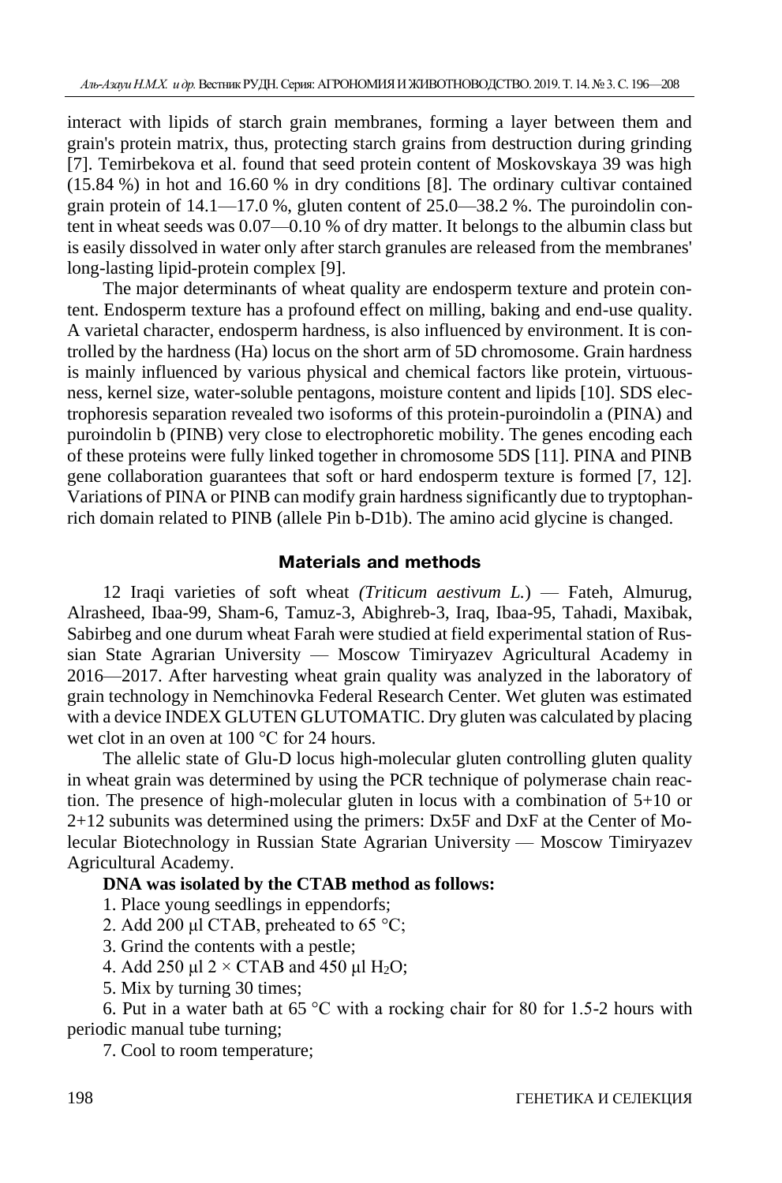interact with lipids of starch grain membranes, forming a layer between them and grain's protein matrix, thus, protecting starch grains from destruction during grinding [7]. Temirbekova et al. found that seed protein content of Moskovskaya 39 was high (15.84 %) in hot and 16.60 % in dry conditions [8]. The ordinary cultivar contained grain protein of 14.1—17.0 %, gluten content of 25.0—38.2 %. The puroindolin content in wheat seeds was 0.07—0.10 % of dry matter. It belongs to the albumin class but is easily dissolved in water only after starch granules are released from the membranes' long-lasting lipid-protein complex [9].

The major determinants of wheat quality are endosperm texture and protein content. Endosperm texture has a profound effect on milling, baking and end-use quality. A varietal character, endosperm hardness, is also influenced by environment. It is controlled by the hardness (Ha) locus on the short arm of 5D chromosome. Grain hardness is mainly influenced by various physical and chemical factors like protein, virtuousness, kernel size, water-soluble pentagons, moisture content and lipids [10]. SDS electrophoresis separation revealed two isoforms of this protein-puroindolin a (PINA) and puroindolin b (PINB) very close to electrophoretic mobility. The genes encoding each of these proteins were fully linked together in chromosome 5DS [11]. PINA and PINB gene collaboration guarantees that soft or hard endosperm texture is formed [7, 12]. Variations of PINA or PINB can modify grain hardness significantly due to tryptophan-rich domain related to PINB (allele Pin b-D1b). The amino acid glycine is changed.

## Materials and methods

12 Iraqi varieties of soft wheat *(Triticum aestivum L.)* — Fateh, Almurug, Alrasheed, Ibaa-99, Sham-6, Tamuz-3, Abighreb-3, Iraq, Ibaa-95, Tahadi, Maxibak, Sabirbeg and one durum wheat Farah were studied at field experimental station of Russian State Agrarian University — Moscow Timiryazev Agricultural Academy in 2016—2017. After harvesting wheat grain quality was analyzed in the laboratory of grain technology in Nemchinovka Federal Research Center. Wet gluten was estimated with a device INDEX GLUTEN GLUTOMATIC. Dry gluten was calculated by placing wet clot in an oven at 100 °C for 24 hours.

The allelic state of Glu-D locus high-molecular gluten controlling gluten quality in wheat grain was determined by using the PCR technique of polymerase chain reaction. The presence of high-molecular gluten in locus with a combination of 5+10 or 2+12 subunits was determined using the primers: Dx5F and DxF at the Center of Molecular Biotechnology in Russian State Agrarian University — Moscow Timiryazev Agricultural Academy.

**DNA was isolated by the CTAB method as follows:**

1. Place young seedlings in eppendorfs;
2. Add 200 μl CTAB, preheated to 65 °C;
3. Grind the contents with a pestle;
4. Add 250 μl 2 × CTAB and 450 μl $H_2O$;
5. Mix by turning 30 times;
6. Put in a water bath at 65 °C with a rocking chair for 80 for 1.5-2 hours with periodic manual tube turning;
7. Cool to room temperature;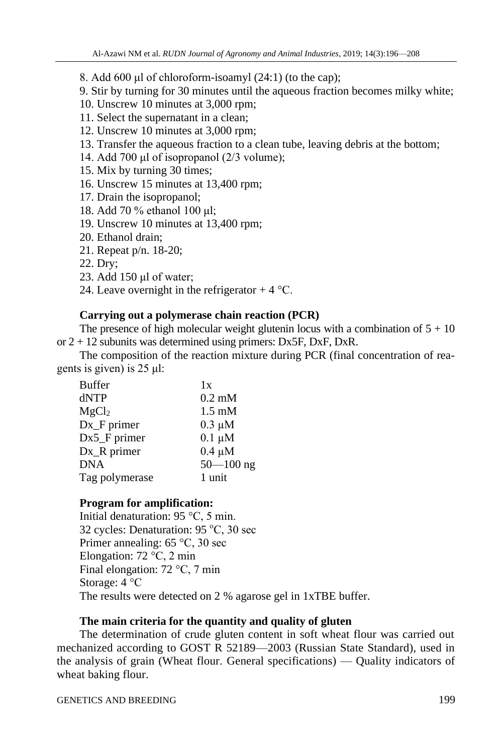8. Add 600 μl of chloroform-isoamyl (24:1) (to the cap);

9. Stir by turning for 30 minutes until the aqueous fraction becomes milky white;

10. Unscrew 10 minutes at 3,000 rpm;

11. Select the supernatant in a clean;

12. Unscrew 10 minutes at 3,000 rpm;

13. Transfer the aqueous fraction to a clean tube, leaving debris at the bottom;

14. Add 700 μl of isopropanol (2/3 volume);

15. Mix by turning 30 times;

16. Unscrew 15 minutes at 13,400 rpm;

17. Drain the isopropanol;

18. Add 70 % ethanol 100 μl;

19. Unscrew 10 minutes at 13,400 rpm;

20. Ethanol drain;

21. Repeat p/n. 18-20;

22. Dry;

23. Add 150 μl of water;

24. Leave overnight in the refrigerator + 4 °C.

**Carrying out a polymerase chain reaction (PCR)**

The presence of high molecular weight glutenin locus with a combination of 5 + 10 or 2 + 12 subunits was determined using primers: Dx5F, DxF, DxR.

The composition of the reaction mixture during PCR (final concentration of reagents is given) is 25 μl:

| | |
|---|---|
| Buffer | 1x |
| dNTP | 0.2 mM |
| $MgCl_2$ | 1.5 mM |
| Dx_F primer | 0.3 μM |
| Dx5_F primer | 0.1 μM |
| Dx_R primer | 0.4 μM |
| DNA | 50—100 ng |
| Tag polymerase | 1 unit |

**Program for amplification:**

Initial denaturation: 95 °C, 5 min.

32 cycles: Denaturation: 95 °C, 30 sec

Primer annealing: 65 °C, 30 sec

Elongation: 72 °C, 2 min

Final elongation: 72 °C, 7 min

Storage: 4 °C

The results were detected on 2 % agarose gel in 1xTBE buffer.

**The main criteria for the quantity and quality of gluten**

The determination of crude gluten content in soft wheat flour was carried out mechanized according to GOST R 52189—2003 (Russian State Standard), used in the analysis of grain (Wheat flour. General specifications) — Quality indicators of wheat baking flour.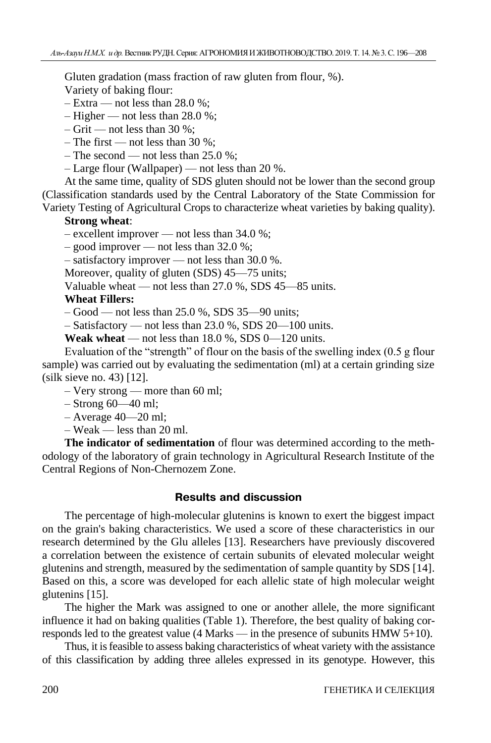Gluten gradation (mass fraction of raw gluten from flour, %).

Variety of baking flour:

– Extra — not less than 28.0 %;

– Higher — not less than 28.0 %;

– Grit — not less than 30 %;

– The first — not less than 30 %;

– The second — not less than 25.0 %;

– Large flour (Wallpaper) — not less than 20 %.

At the same time, quality of SDS gluten should not be lower than the second group (Classification standards used by the Central Laboratory of the State Commission for Variety Testing of Agricultural Crops to characterize wheat varieties by baking quality).

**Strong wheat**:

– excellent improver — not less than 34.0 %;

– good improver — not less than 32.0 %;

– satisfactory improver — not less than 30.0 %.

Moreover, quality of gluten (SDS) 45—75 units;

Valuable wheat — not less than 27.0 %, SDS 45—85 units.

**Wheat Fillers:**

– Good — not less than 25.0 %, SDS 35—90 units;

– Satisfactory — not less than 23.0 %, SDS 20—100 units.

**Weak wheat** — not less than 18.0 %, SDS 0—120 units.

Evaluation of the "strength" of flour on the basis of the swelling index (0.5 g flour sample) was carried out by evaluating the sedimentation (ml) at a certain grinding size (silk sieve no. 43) [12].

– Very strong — more than 60 ml;

– Strong 60—40 ml;

– Average 40—20 ml;

– Weak — less than 20 ml.

**The indicator of sedimentation** of flour was determined according to the methodology of the laboratory of grain technology in Agricultural Research Institute of the Central Regions of Non-Chernozem Zone.

## Results and discussion

The percentage of high-molecular glutenins is known to exert the biggest impact on the grain's baking characteristics. We used a score of these characteristics in our research determined by the Glu alleles [13]. Researchers have previously discovered a correlation between the existence of certain subunits of elevated molecular weight glutenins and strength, measured by the sedimentation of sample quantity by SDS [14]. Based on this, a score was developed for each allelic state of high molecular weight glutenins [15].

The higher the Mark was assigned to one or another allele, the more significant influence it had on baking qualities (Table 1). Therefore, the best quality of baking corresponds led to the greatest value (4 Marks — in the presence of subunits HMW 5+10).

Thus, it is feasible to assess baking characteristics of wheat variety with the assistance of this classification by adding three alleles expressed in its genotype. However, this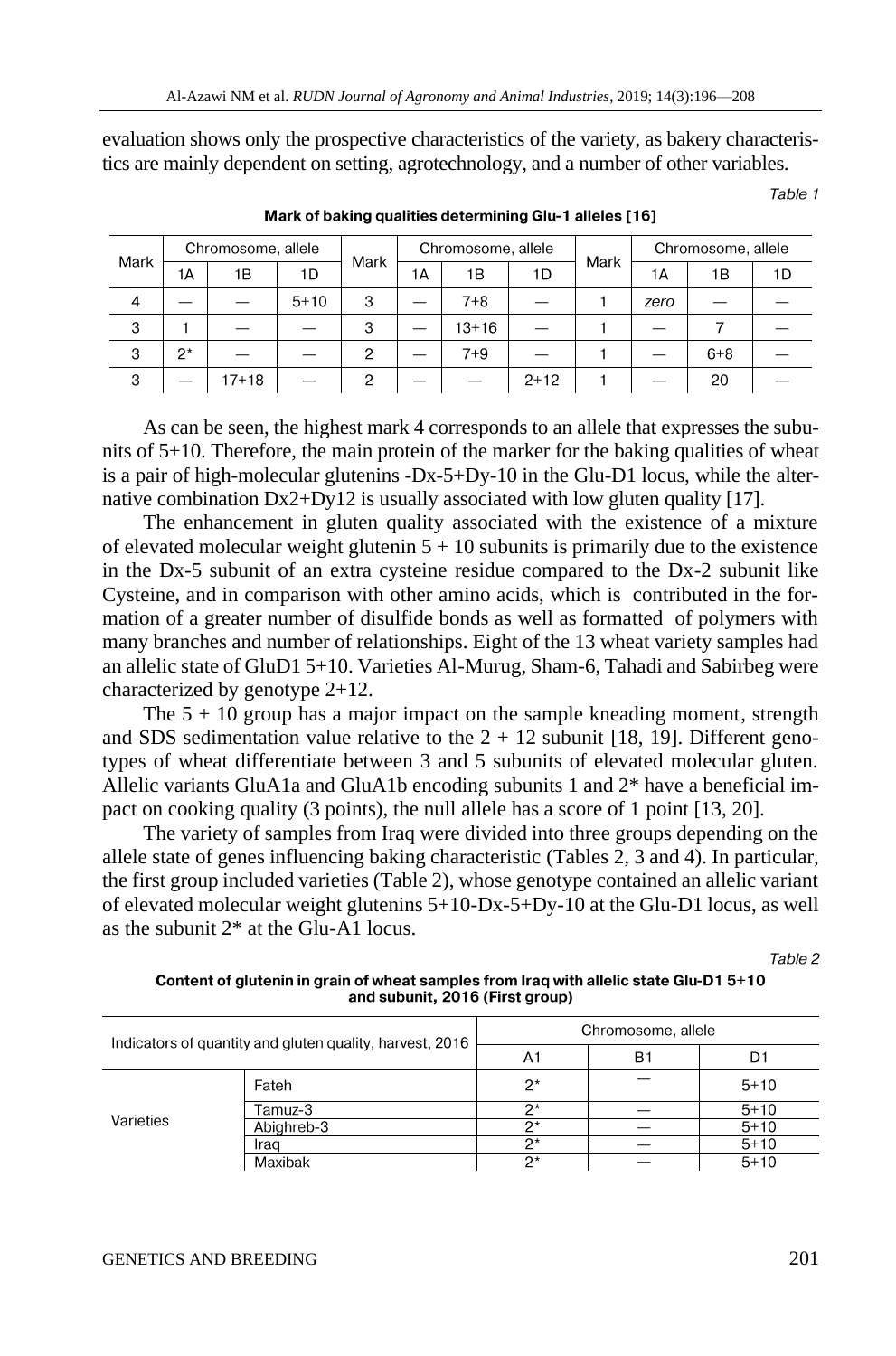evaluation shows only the prospective characteristics of the variety, as bakery characteristics are mainly dependent on setting, agrotechnology, and a number of other variables.

*Table 1*

**Mark of baking qualities determining Glu-1 alleles [16]**

| Mark | Chromosome, allele | | | Mark | Chromosome, allele | | | Mark | Chromosome, allele | | |
|---|---|---|---|---|---|---|---|---|---|---|---|
| | 1A | 1B | 1D | | 1A | 1B | 1D | | 1A | 1B | 1D |
| 4 | — | — | 5+10 | 3 | — | 7+8 | — | 1 | *zero* | — | — |
| 3 | 1 | — | — | 3 | — | 13+16 | — | 1 | — | 7 | — |
| 3 | 2* | — | — | 2 | — | 7+9 | — | 1 | — | 6+8 | — |
| 3 | — | 17+18 | — | 2 | — | — | 2+12 | 1 | — | 20 | — |

As can be seen, the highest mark 4 corresponds to an allele that expresses the subunits of 5+10. Therefore, the main protein of the marker for the baking qualities of wheat is a pair of high-molecular glutenins -Dx-5+Dy-10 in the Glu-D1 locus, while the alternative combination Dx2+Dy12 is usually associated with low gluten quality [17].

The enhancement in gluten quality associated with the existence of a mixture of elevated molecular weight glutenin 5 + 10 subunits is primarily due to the existence in the Dx-5 subunit of an extra cysteine residue compared to the Dx-2 subunit like Cysteine, and in comparison with other amino acids, which is contributed in the formation of a greater number of disulfide bonds as well as formatted of polymers with many branches and number of relationships. Eight of the 13 wheat variety samples had an allelic state of GluD1 5+10. Varieties Al-Murug, Sham-6, Tahadi and Sabirbeg were characterized by genotype 2+12.

The 5 + 10 group has a major impact on the sample kneading moment, strength and SDS sedimentation value relative to the 2 + 12 subunit [18, 19]. Different genotypes of wheat differentiate between 3 and 5 subunits of elevated molecular gluten. Allelic variants GluA1a and GluA1b encoding subunits 1 and 2* have a beneficial impact on cooking quality (3 points), the null allele has a score of 1 point [13, 20].

The variety of samples from Iraq were divided into three groups depending on the allele state of genes influencing baking characteristic (Tables 2, 3 and 4). In particular, the first group included varieties (Table 2), whose genotype contained an allelic variant of elevated molecular weight glutenins 5+10-Dx-5+Dy-10 at the Glu-D1 locus, as well as the subunit 2* at the Glu-A1 locus.

*Table 2*

**Content of glutenin in grain of wheat samples from Iraq with allelic state Glu-D1 5+10 and subunit, 2016 (First group)**

| Indicators of quantity and gluten quality, harvest, 2016 | | Chromosome, allele | | |
|---|---|---|---|---|
| | | A1 | B1 | D1 |
| Varieties | Fateh | 2* | — | 5+10 |
| | Tamuz-3 | 2* | — | 5+10 |
| | Abighreb-3 | 2* | — | 5+10 |
| | Iraq | 2* | — | 5+10 |
| | Maxibak | 2* | — | 5+10 |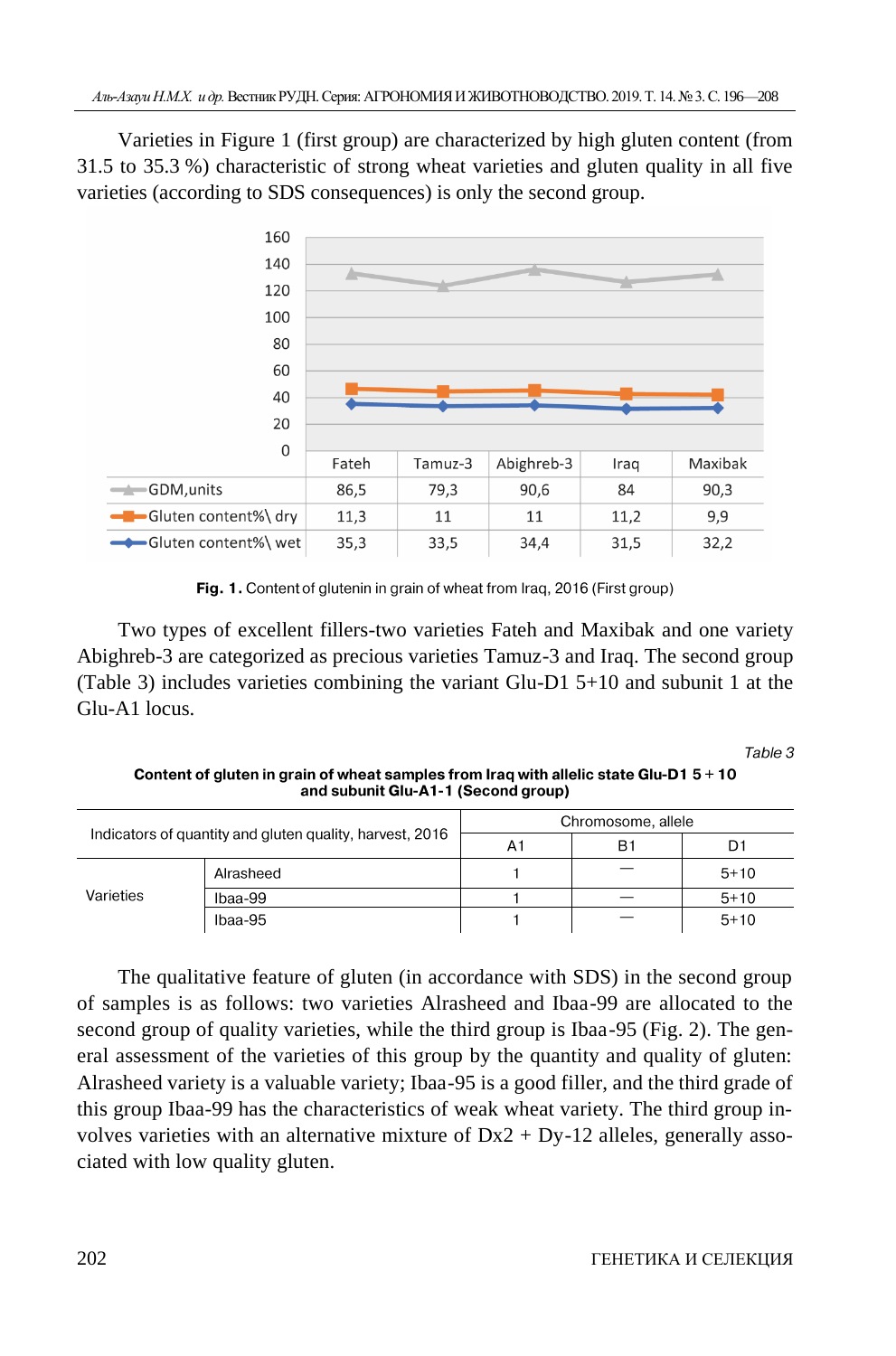Varieties in Figure 1 (first group) are characterized by high gluten content (from 31.5 to 35.3 %) characteristic of strong wheat varieties and gluten quality in all five varieties (according to SDS consequences) is only the second group.

| | Fateh | Tamuz-3 | Abighreb-3 | Iraq | Maxibak |
|---|---|---|---|---|---|
| GDM,units | 86,5 | 79,3 | 90,6 | 84 | 90,3 |
| Gluten content%\ dry | 11,3 | 11 | 11 | 11,2 | 9,9 |
| Gluten content%\ wet | 35,3 | 33,5 | 34,4 | 31,5 | 32,2 |

**Fig. 1.** Content of glutenin in grain of wheat from Iraq, 2016 (First group)

Two types of excellent fillers-two varieties Fateh and Maxibak and one variety Abighreb-3 are categorized as precious varieties Tamuz-3 and Iraq. The second group (Table 3) includes varieties combining the variant Glu-D1 5+10 and subunit 1 at the Glu-A1 locus.

*Table 3*

**Content of gluten in grain of wheat samples from Iraq with allelic state Glu-D1 5 + 10 and subunit Glu-A1-1 (Second group)**

| Indicators of quantity and gluten quality, harvest, 2016 | | Chromosome, allele | | |
|---|---|---|---|---|
| | | A1 | B1 | D1 |
| Varieties | Alrasheed | 1 | — | 5+10 |
| | Ibaa-99 | 1 | — | 5+10 |
| | Ibaa-95 | 1 | — | 5+10 |

The qualitative feature of gluten (in accordance with SDS) in the second group of samples is as follows: two varieties Alrasheed and Ibaa-99 are allocated to the second group of quality varieties, while the third group is Ibaa-95 (Fig. 2). The general assessment of the varieties of this group by the quantity and quality of gluten: Alrasheed variety is a valuable variety; Ibaa-95 is a good filler, and the third grade of this group Ibaa-99 has the characteristics of weak wheat variety. The third group involves varieties with an alternative mixture of Dx2 + Dy-12 alleles, generally associated with low quality gluten.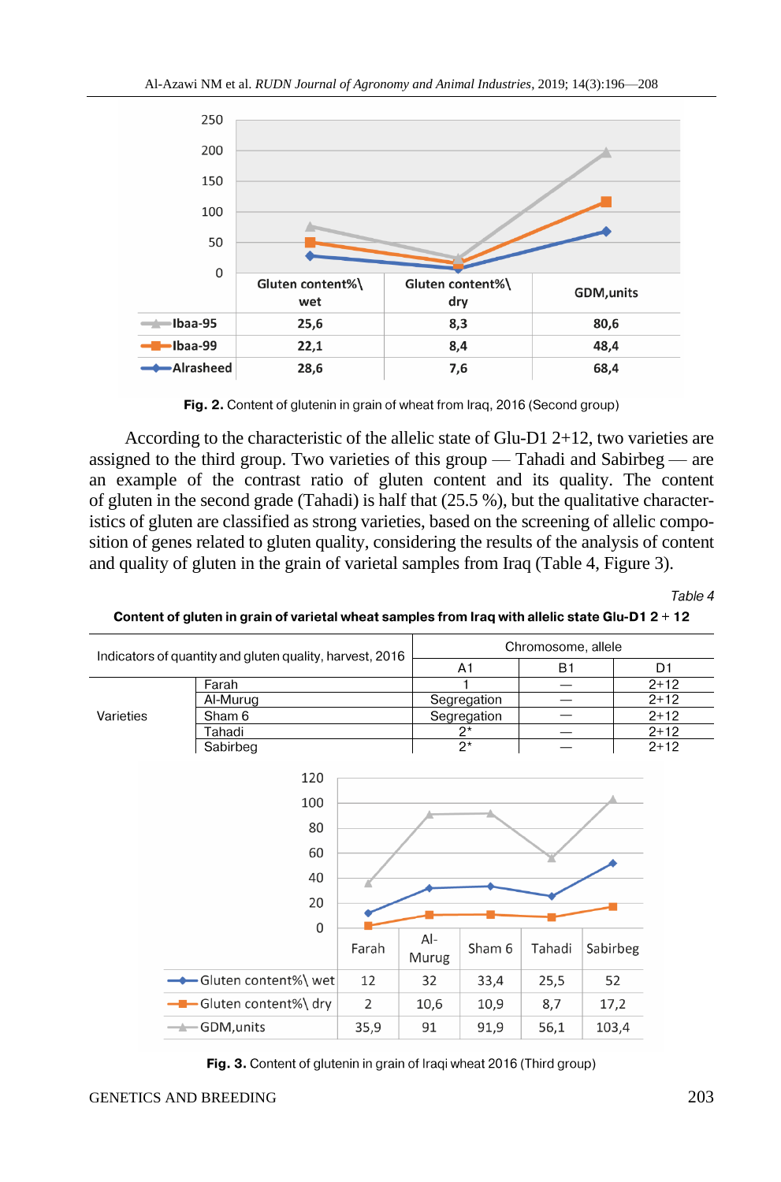| | 250 | | |
|---|---|---|---|
| | Gluten content%\ wet | Gluten content%\ dry | GDM,units |
| Ibaa-95 | 25,6 | 8,3 | 80,6 |
| Ibaa-99 | 22,1 | 8,4 | 48,4 |
| Alrasheed | 28,6 | 7,6 | 68,4 |

**Fig. 2.** Content of glutenin in grain of wheat from Iraq, 2016 (Second group)

According to the characteristic of the allelic state of Glu-D1 2+12, two varieties are assigned to the third group. Two varieties of this group — Tahadi and Sabirbeg — are an example of the contrast ratio of gluten content and its quality. The content of gluten in the second grade (Tahadi) is half that (25.5 %), but the qualitative characteristics of gluten are classified as strong varieties, based on the screening of allelic composition of genes related to gluten quality, considering the results of the analysis of content and quality of gluten in the grain of varietal samples from Iraq (Table 4, Figure 3).

*Table 4*

**Content of gluten in grain of varietal wheat samples from Iraq with allelic state Glu-D1 2 + 12**

| Indicators of quantity and gluten quality, harvest, 2016 | | Chromosome, allele | | |
|---|---|---|---|---|
| | | A1 | B1 | D1 |
| Varieties | Farah | 1 | — | 2+12 |
| | Al-Murug | Segregation | — | 2+12 |
| | Sham 6 | Segregation | — | 2+12 |
| | Tahadi | 2* | — | 2+12 |
| | Sabirbeg | 2* | — | 2+12 |

| | Farah | Al-Murug | Sham 6 | Tahadi | Sabirbeg |
|---|---|---|---|---|---|
| Gluten content%\ wet | 12 | 32 | 33,4 | 25,5 | 52 |
| Gluten content%\ dry | 2 | 10,6 | 10,9 | 8,7 | 17,2 |
| GDM,units | 35,9 | 91 | 91,9 | 56,1 | 103,4 |

**Fig. 3.** Content of glutenin in grain of Iraqi wheat 2016 (Third group)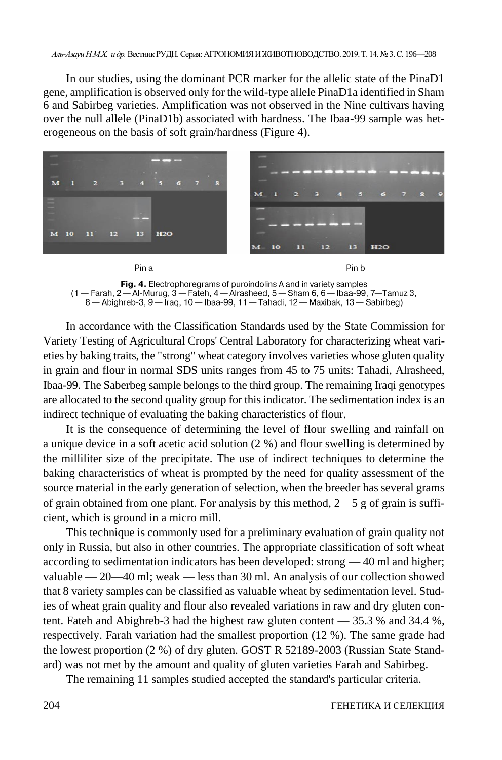In our studies, using the dominant PCR marker for the allelic state of the PinaD1 gene, amplification is observed only for the wild-type allele PinaD1a identified in Sham 6 and Sabirbeg varieties. Amplification was not observed in the Nine cultivars having over the null allele (PinaD1b) associated with hardness. The Ibaa-99 sample was heterogeneous on the basis of soft grain/hardness (Figure 4).

Pin a

Pin b

**Fig. 4.** Electrophoregrams of puroindolins A and in variety samples (1 — Farah, 2 — Al-Murug, 3 — Fateh, 4 — Alrasheed, 5 — Sham 6, 6 — Ibaa-99, 7—Tamuz 3, 8 — Abighreb-3, 9 — Iraq, 10 — Ibaa-99, 11 — Tahadi, 12 — Maxibak, 13 — Sabirbeg)

In accordance with the Classification Standards used by the State Commission for Variety Testing of Agricultural Crops' Central Laboratory for characterizing wheat varieties by baking traits, the "strong" wheat category involves varieties whose gluten quality in grain and flour in normal SDS units ranges from 45 to 75 units: Tahadi, Alrasheed, Ibaa-99. The Saberbeg sample belongs to the third group. The remaining Iraqi genotypes are allocated to the second quality group for this indicator. The sedimentation index is an indirect technique of evaluating the baking characteristics of flour.

It is the consequence of determining the level of flour swelling and rainfall on a unique device in a soft acetic acid solution (2 %) and flour swelling is determined by the milliliter size of the precipitate. The use of indirect techniques to determine the baking characteristics of wheat is prompted by the need for quality assessment of the source material in the early generation of selection, when the breeder has several grams of grain obtained from one plant. For analysis by this method, 2—5 g of grain is sufficient, which is ground in a micro mill.

This technique is commonly used for a preliminary evaluation of grain quality not only in Russia, but also in other countries. The appropriate classification of soft wheat according to sedimentation indicators has been developed: strong — 40 ml and higher; valuable — 20—40 ml; weak — less than 30 ml. An analysis of our collection showed that 8 variety samples can be classified as valuable wheat by sedimentation level. Studies of wheat grain quality and flour also revealed variations in raw and dry gluten content. Fateh and Abighreb-3 had the highest raw gluten content — 35.3 % and 34.4 %, respectively. Farah variation had the smallest proportion (12 %). The same grade had the lowest proportion (2 %) of dry gluten. GOST R 52189-2003 (Russian State Standard) was not met by the amount and quality of gluten varieties Farah and Sabirbeg.

The remaining 11 samples studied accepted the standard's particular criteria.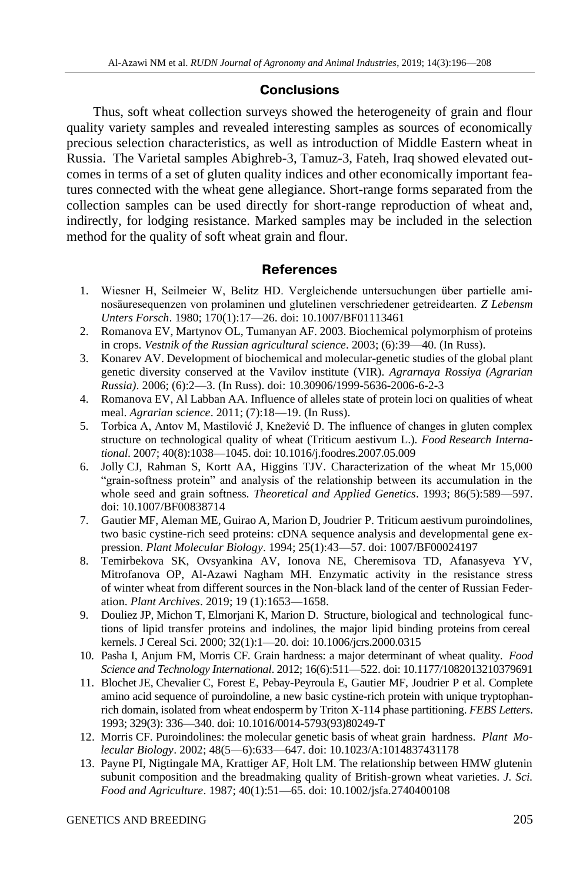## Conclusions

Thus, soft wheat collection surveys showed the heterogeneity of grain and flour quality variety samples and revealed interesting samples as sources of economically precious selection characteristics, as well as introduction of Middle Eastern wheat in Russia. The Varietal samples Abighreb-3, Tamuz-3, Fateh, Iraq showed elevated outcomes in terms of a set of gluten quality indices and other economically important features connected with the wheat gene allegiance. Short-range forms separated from the collection samples can be used directly for short-range reproduction of wheat and, indirectly, for lodging resistance. Marked samples may be included in the selection method for the quality of soft wheat grain and flour.

## References

1. Wiesner H, Seilmeier W, Belitz HD. Vergleichende untersuchungen über partielle aminosäuresequenzen von prolaminen und glutelinen verschriedener getreidearten. *Z Lebensm Unters Forsch*. 1980; 170(1):17—26. doi: 10.1007/BF01113461
2. Romanova EV, Martynov OL, Tumanyan AF. 2003. Biochemical polymorphism of proteins in crops. *Vestnik of the Russian agricultural science*. 2003; (6):39—40. (In Russ).
3. Konarev AV. Development of biochemical and molecular-genetic studies of the global plant genetic diversity conserved at the Vavilov institute (VIR). *Agrarnaya Rossiya (Agrarian Russia)*. 2006; (6):2—3. (In Russ). doi: 10.30906/1999-5636-2006-6-2-3
4. Romanova EV, Al Labban AA. Influence of alleles state of protein loci on qualities of wheat meal. *Agrarian science*. 2011; (7):18—19. (In Russ).
5. Torbica A, Antov M, Mastilović J, Knežević D. The influence of changes in gluten complex structure on technological quality of wheat (Triticum aestivum L.). *Food Research International*. 2007; 40(8):1038—1045. doi: 10.1016/j.foodres.2007.05.009
6. Jolly CJ, Rahman S, Kortt AA, Higgins TJV. Characterization of the wheat Mr 15,000 "grain-softness protein" and analysis of the relationship between its accumulation in the whole seed and grain softness. *Theoretical and Applied Genetics*. 1993; 86(5):589—597. doi: 10.1007/BF00838714
7. Gautier MF, Aleman ME, Guirao A, Marion D, Joudrier P. Triticum aestivum puroindolines, two basic cystine-rich seed proteins: cDNA sequence analysis and developmental gene expression. *Plant Molecular Biology*. 1994; 25(1):43—57. doi: 1007/BF00024197
8. Temirbekova SK, Ovsyankina AV, Ionova NE, Cheremisova TD, Afanasyeva YV, Mitrofanova OP, Al-Azawi Nagham MH. Enzymatic activity in the resistance stress of winter wheat from different sources in the Non-black land of the center of Russian Federation. *Plant Archives*. 2019; 19 (1):1653—1658.
9. Douliez JP, Michon T, Elmorjani K, Marion D. Structure, biological and technological functions of lipid transfer proteins and indolines, the major lipid binding proteins from cereal kernels. J Cereal Sci. 2000; 32(1):1—20. doi: 10.1006/jcrs.2000.0315
10. Pasha I, Anjum FM, Morris CF. Grain hardness: a major determinant of wheat quality. *Food Science and Technology International*. 2012; 16(6):511—522. doi: 10.1177/1082013210379691
11. Blochet JE, Chevalier C, Forest E, Pebay-Peyroula E, Gautier MF, Joudrier P et al. Complete amino acid sequence of puroindoline, a new basic cystine-rich protein with unique tryptophan-rich domain, isolated from wheat endosperm by Triton X-114 phase partitioning. *FEBS Letters*. 1993; 329(3): 336—340. doi: 10.1016/0014-5793(93)80249-T
12. Morris CF. Puroindolines: the molecular genetic basis of wheat grain hardness. *Plant Molecular Biology*. 2002; 48(5—6):633—647. doi: 10.1023/A:1014837431178
13. Payne PI, Nigtingale MA, Krattiger AF, Holt LM. The relationship between HMW glutenin subunit composition and the breadmaking quality of British-grown wheat varieties. *J. Sci. Food and Agriculture*. 1987; 40(1):51—65. doi: 10.1002/jsfa.2740400108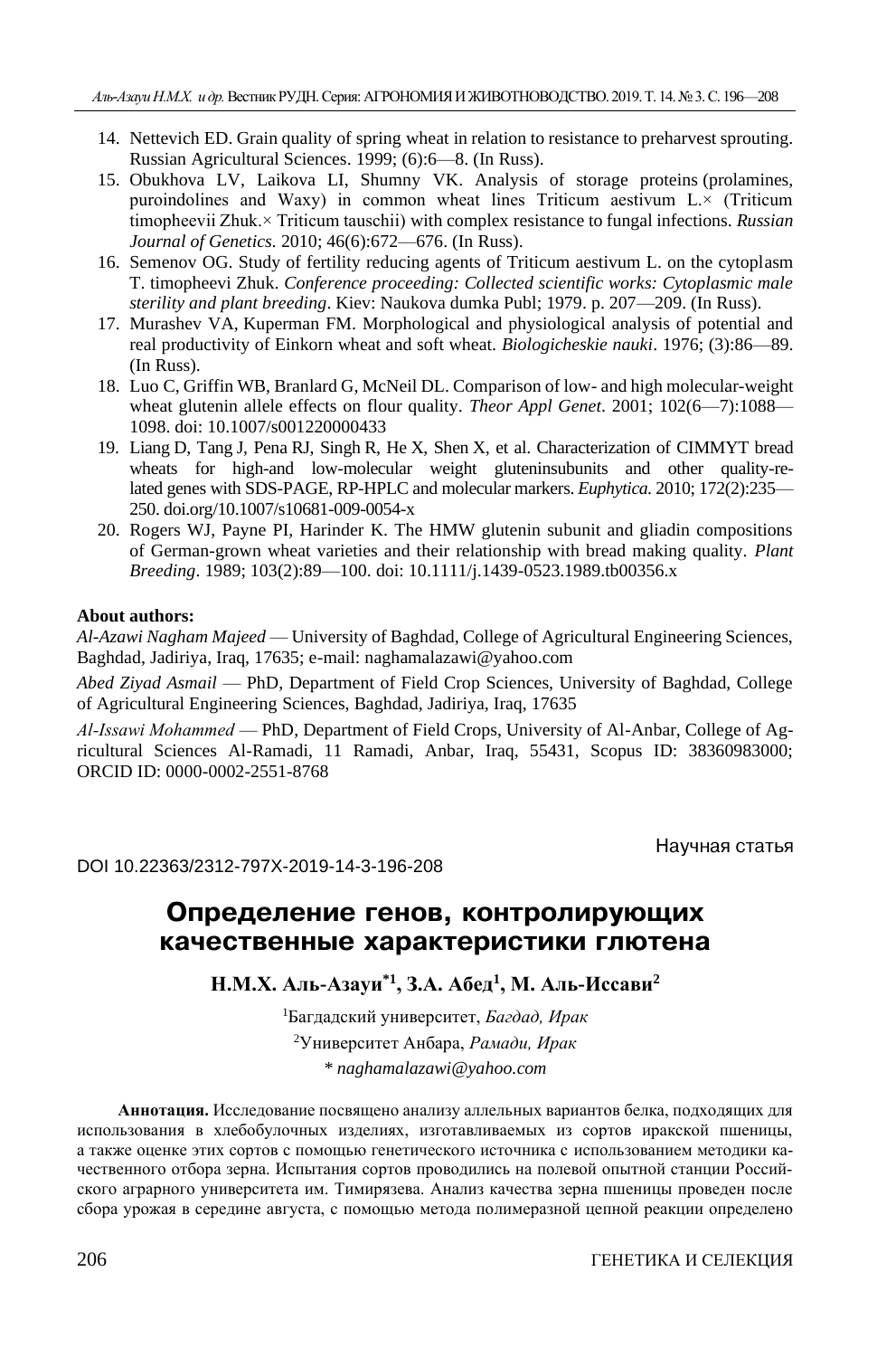14. Nettevich ED. Grain quality of spring wheat in relation to resistance to preharvest sprouting. Russian Agricultural Sciences. 1999; (6):6—8. (In Russ).
15. Obukhova LV, Laikova LI, Shumny VK. Analysis of storage proteins (prolamines, puroindolines and Waxy) in common wheat lines Triticum aestivum L.× (Triticum timopheevii Zhuk.× Triticum tauschii) with complex resistance to fungal infections. *Russian Journal of Genetics*. 2010; 46(6):672—676. (In Russ).
16. Semenov OG. Study of fertility reducing agents of Triticum aestivum L. on the cytoplasm T. timopheevi Zhuk. *Conference proceeding: Collected scientific works: Cytoplasmic male sterility and plant breeding*. Kiev: Naukova dumka Publ; 1979. p. 207—209. (In Russ).
17. Murashev VA, Kuperman FM. Morphological and physiological analysis of potential and real productivity of Einkorn wheat and soft wheat. *Biologicheskie nauki*. 1976; (3):86—89. (In Russ).
18. Luo C, Griffin WB, Branlard G, McNeil DL. Comparison of low- and high molecular-weight wheat glutenin allele effects on flour quality. *Theor Appl Genet*. 2001; 102(6—7):1088—1098. doi: 10.1007/s001220000433
19. Liang D, Tang J, Pena RJ, Singh R, He X, Shen X, et al. Characterization of CIMMYT bread wheats for high-and low-molecular weight gluteninsubunits and other quality-related genes with SDS-PAGE, RP-HPLC and molecular markers. *Euphytica.* 2010; 172(2):235—250. doi.org/10.1007/s10681-009-0054-x
20. Rogers WJ, Payne PI, Harinder K. The HMW glutenin subunit and gliadin compositions of German-grown wheat varieties and their relationship with bread making quality. *Plant Breeding*. 1989; 103(2):89—100. doi: 10.1111/j.1439-0523.1989.tb00356.x

**About authors:**

*Al-Azawi Nagham Majeed* — University of Baghdad, College of Agricultural Engineering Sciences, Baghdad, Jadiriya, Iraq, 17635; e-mail: naghamalazawi@yahoo.com

*Abed Ziyad Asmail* — PhD, Department of Field Crop Sciences, University of Baghdad, College of Agricultural Engineering Sciences, Baghdad, Jadiriya, Iraq, 17635

*Al-Issawi Mohammed* — PhD, Department of Field Crops, University of Al-Anbar, College of Agricultural Sciences Al-Ramadi, 11 Ramadi, Anbar, Iraq, 55431, Scopus ID: 38360983000; ORCID ID: 0000-0002-2551-8768

Научная статья

DOI 10.22363/2312-797X-2019-14-3-196-208

# Определение генов, контролирующих качественные характеристики глютена

**Н.М.Х. Аль-Азауи*[1], З.А. Абед[1], М. Аль-Иссави[2]**

[1]Багдадский университет, *Багдад, Ирак*

[2]Университет Анбара, *Рамади, Ирак*

\* *naghamalazawi@yahoo.com*

**Аннотация.** Исследование посвящено анализу аллельных вариантов белка, подходящих для использования в хлебобулочных изделиях, изготавливаемых из сортов иракской пшеницы, а также оценке этих сортов с помощью генетического источника с использованием методики качественного отбора зерна. Испытания сортов проводились на полевой опытной станции Российского аграрного университета им. Тимирязева. Анализ качества зерна пшеницы проведен после сбора урожая в середине августа, с помощью метода полимеразной цепной реакции определено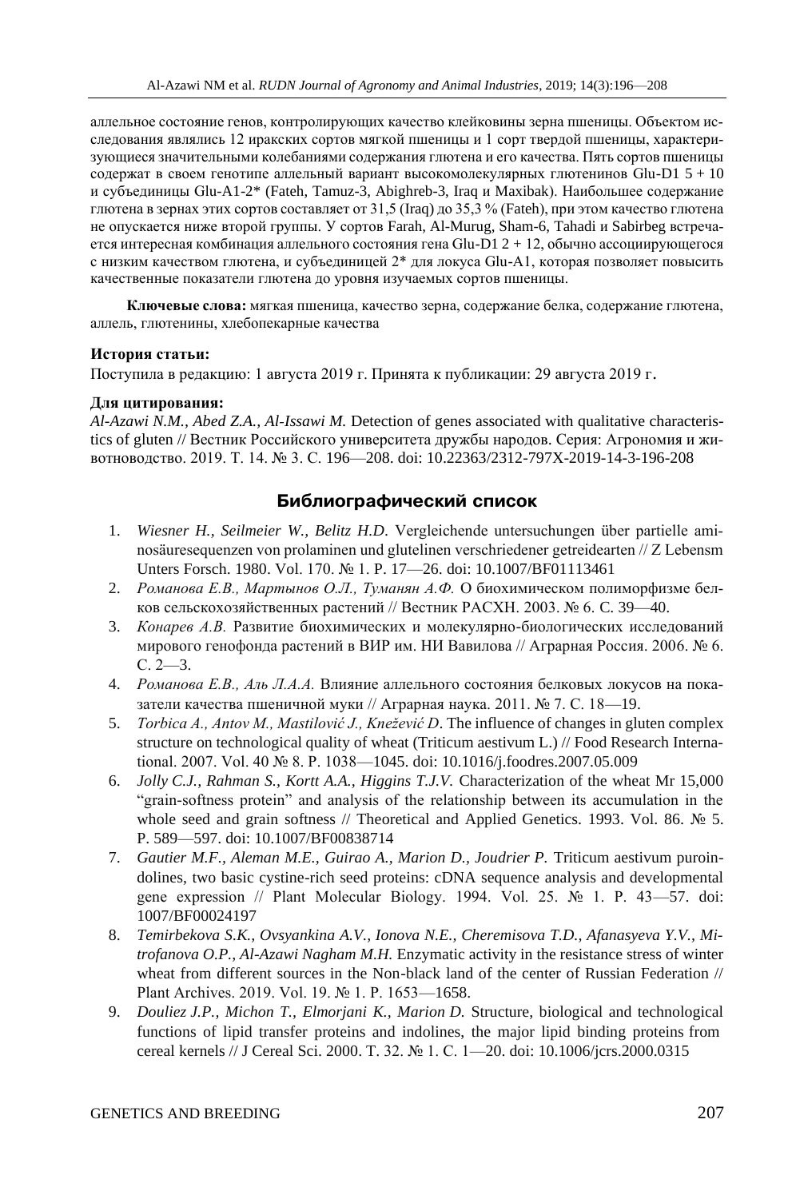аллельное состояние генов, контролирующих качество клейковины зерна пшеницы. Объектом исследования являлись 12 иракских сортов мягкой пшеницы и 1 сорт твердой пшеницы, характеризующиеся значительными колебаниями содержания глютена и его качества. Пять сортов пшеницы содержат в своем генотипе аллельный вариант высокомолекулярных глютенинов Glu-D1 5 + 10 и субъединицы Glu-A1-2* (Fateh, Tamuz-3, Abighreb-3, Iraq и Maxibak). Наибольшее содержание глютена в зернах этих сортов составляет от 31,5 (Iraq) до 35,3 % (Fateh), при этом качество глютена не опускается ниже второй группы. У сортов Farah, Al-Murug, Sham-6, Tahadi и Sabirbeg встречается интересная комбинация аллельного состояния гена Glu-D1 2 + 12, обычно ассоциирующегося с низким качеством глютена, и субъединицей 2* для локуса Glu-A1, которая позволяет повысить качественные показатели глютена до уровня изучаемых сортов пшеницы.

**Ключевые слова:** мягкая пшеница, качество зерна, содержание белка, содержание глютена, аллель, глютенины, хлебопекарные качества

**История статьи:**

Поступила в редакцию: 1 августа 2019 г. Принята к публикации: 29 августа 2019 г.

**Для цитирования:**

*Al-Azawi N.M., Abed Z.A., Al-Issawi M.* Detection of genes associated with qualitative characteristics of gluten // Вестник Российского университета дружбы народов. Серия: Агрономия и животноводство. 2019. Т. 14. № 3. С. 196—208. doi: 10.22363/2312-797X-2019-14-3-196-208

## Библиографический список

1. *Wiesner H., Seilmeier W., Belitz H.D.* Vergleichende untersuchungen über partielle aminosäuresequenzen von prolaminen und glutelinen verschriedener getreidearten // Z Lebensm Unters Forsch. 1980. Vol. 170. № 1. P. 17—26. doi: 10.1007/BF01113461
2. *Романова Е.В., Мартынов О.Л., Туманян А.Ф.* О биохимическом полиморфизме белков сельскохозяйственных растений // Вестник РАСХН. 2003. № 6. С. 39—40.
3. *Конарев А.В.* Развитие биохимических и молекулярно-биологических исследований мирового генофонда растений в ВИР им. НИ Вавилова // Аграрная Россия. 2006. № 6. С. 2—3.
4. *Романова Е.В., Аль Л.А.А.* Влияние аллельного состояния белковых локусов на показатели качества пшеничной муки // Аграрная наука. 2011. № 7. С. 18—19.
5. *Torbica A., Antov M., Mastilović J., Knežević D.* The influence of changes in gluten complex structure on technological quality of wheat (Triticum aestivum L.) // Food Research International. 2007. Vol. 40 № 8. P. 1038—1045. doi: 10.1016/j.foodres.2007.05.009
6. *Jolly C.J., Rahman S., Kortt A.A., Higgins T.J.V.* Characterization of the wheat Mr 15,000 "grain-softness protein" and analysis of the relationship between its accumulation in the whole seed and grain softness // Theoretical and Applied Genetics. 1993. Vol. 86. № 5. P. 589—597. doi: 10.1007/BF00838714
7. *Gautier M.F., Aleman M.E., Guirao A., Marion D., Joudrier P.* Triticum aestivum puroindolines, two basic cystine-rich seed proteins: cDNA sequence analysis and developmental gene expression // Plant Molecular Biology. 1994. Vol. 25. № 1. P. 43—57. doi: 1007/BF00024197
8. *Temirbekova S.K., Ovsyankina A.V., Ionova N.E., Cheremisova T.D., Afanasyeva Y.V., Mitrofanova O.P., Al-Azawi Nagham M.H.* Enzymatic activity in the resistance stress of winter wheat from different sources in the Non-black land of the center of Russian Federation // Plant Archives. 2019. Vol. 19. № 1. P. 1653—1658.
9. *Douliez J.P., Michon T., Elmorjani K., Marion D.* Structure, biological and technological functions of lipid transfer proteins and indolines, the major lipid binding proteins from cereal kernels // J Cereal Sci. 2000. Т. 32. № 1. С. 1—20. doi: 10.1006/jcrs.2000.0315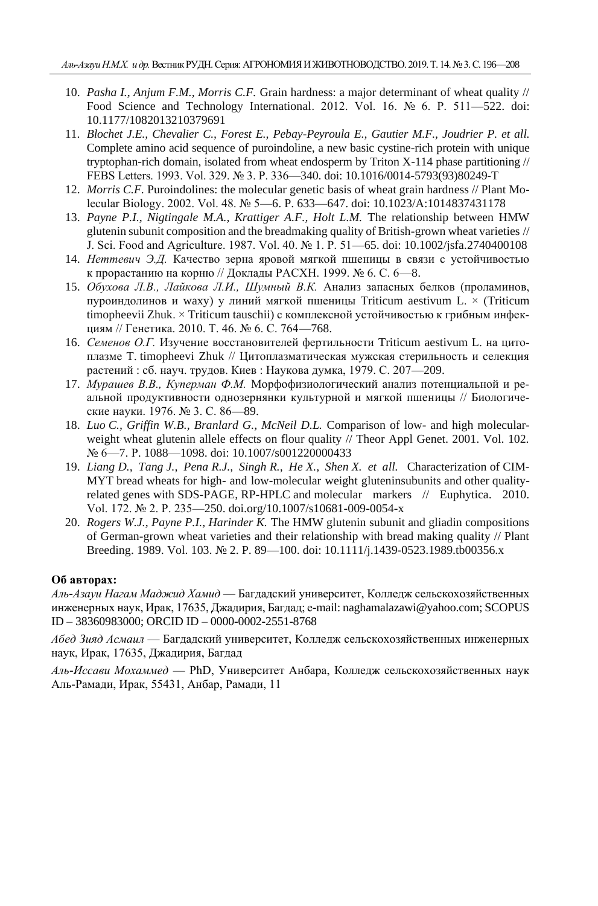10. *Pasha I., Anjum F.M., Morris C.F.* Grain hardness: a major determinant of wheat quality // Food Science and Technology International. 2012. Vol. 16. № 6. P. 511—522. doi: 10.1177/1082013210379691
11. *Blochet J.E., Chevalier C., Forest E., Pebay-Peyroula E., Gautier M.F., Joudrier P. et all.* Complete amino acid sequence of puroindoline, a new basic cystine-rich protein with unique tryptophan-rich domain, isolated from wheat endosperm by Triton X-114 phase partitioning // FEBS Letters. 1993. Vol. 329. № 3. P. 336—340. doi: 10.1016/0014-5793(93)80249-T
12. *Morris C.F.* Puroindolines: the molecular genetic basis of wheat grain hardness // Plant Molecular Biology. 2002. Vol. 48. № 5—6. P. 633—647. doi: 10.1023/A:1014837431178
13. *Payne P.I., Nigtingale M.A., Krattiger A.F., Holt L.M.* The relationship between HMW glutenin subunit composition and the breadmaking quality of British-grown wheat varieties // J. Sci. Food and Agriculture. 1987. Vol. 40. № 1. P. 51—65. doi: 10.1002/jsfa.2740400108
14. *Неттевич Э.Д.* Качество зерна яровой мягкой пшеницы в связи с устойчивостью к прорастанию на корню // Доклады РАСХН. 1999. № 6. С. 6—8.
15. *Обухова Л.В., Лайкова Л.И., Шумный В.К.* Анализ запасных белков (проламинов, пуроиндолинов и waxy) у линий мягкой пшеницы Triticum aestivum L. × (Triticum timopheevii Zhuk. × Triticum tauschii) с комплексной устойчивостью к грибным инфекциям // Генетика. 2010. Т. 46. № 6. С. 764—768.
16. *Семенов О.Г.* Изучение восстановителей фертильности Triticum aestivum L. на цитоплазме T. timopheevi Zhuk // Цитоплазматическая мужская стерильность и селекция растений : сб. науч. трудов. Киев : Наукова думка, 1979. С. 207—209.
17. *Мурашев В.В., Куперман Ф.М.* Морфофизиологический анализ потенциальной и реальной продуктивности однозернянки культурной и мягкой пшеницы // Биологические науки. 1976. № 3. С. 86—89.
18. *Luo C., Griffin W.B., Branlard G., McNeil D.L.* Comparison of low- and high molecular-weight wheat glutenin allele effects on flour quality // Theor Appl Genet. 2001. Vol. 102. № 6—7. P. 1088—1098. doi: 10.1007/s001220000433
19. *Liang D., Tang J., Pena R.J., Singh R., He X., Shen X. et all.* Characterization of CIMMYT bread wheats for high- and low-molecular weight gluteninsubunits and other quality-related genes with SDS-PAGE, RP-HPLC and molecular markers // Euphytica. 2010. Vol. 172. № 2. P. 235—250. doi.org/10.1007/s10681-009-0054-x
20. *Rogers W.J., Payne P.I., Harinder K.* The HMW glutenin subunit and gliadin compositions of German-grown wheat varieties and their relationship with bread making quality // Plant Breeding. 1989. Vol. 103. № 2. P. 89—100. doi: 10.1111/j.1439-0523.1989.tb00356.x

**Об авторах:**

*Аль-Азауи Нагам Маджид Хамид* — Багдадский университет, Колледж сельскохозяйственных инженерных наук, Ирак, 17635, Джадирия, Багдад; e-mail: naghamalazawi@yahoo.com; SCOPUS ID – 38360983000; ORCID ID – 0000-0002-2551-8768

*Абед Зияд Асмаил* — Багдадский университет, Колледж сельскохозяйственных инженерных наук, Ирак, 17635, Джадирия, Багдад

*Аль-Иссави Мохаммед* — PhD, Университет Анбара, Колледж сельскохозяйственных наук Аль-Рамади, Ирак, 55431, Анбар, Рамади, 11